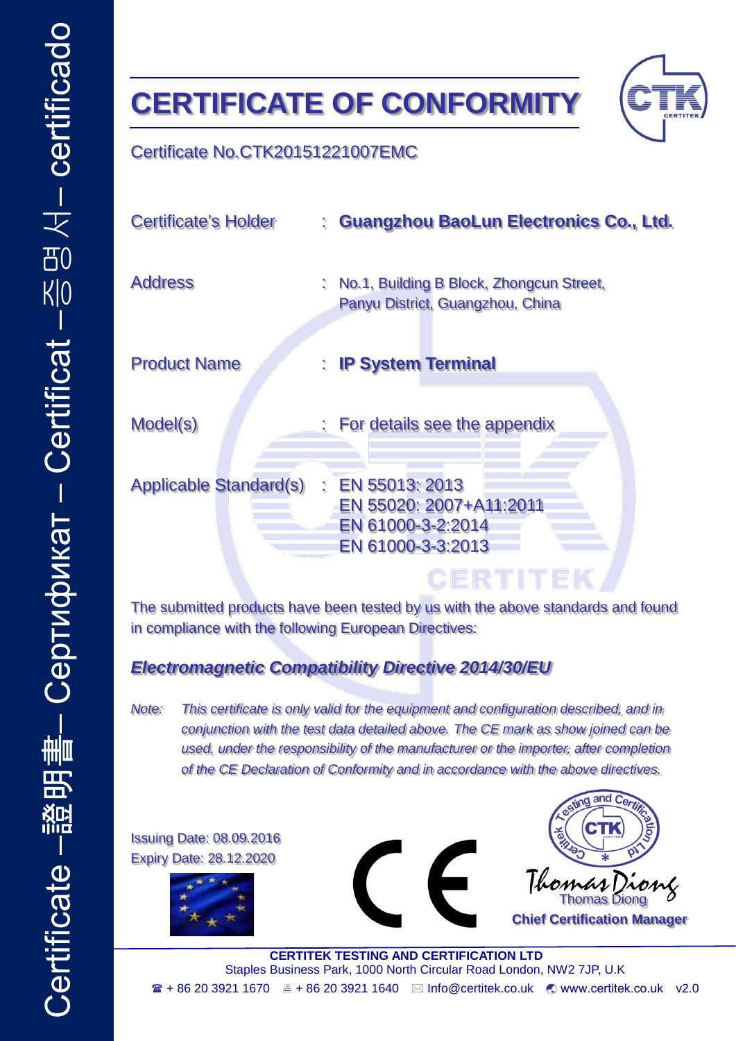Certificate –證明書– Сертификат – Certificat – 증명서 – certificado

# CERTIFICATE OF CONFORMITY

Certificate No.CTK20151221007EMC

| | | |
|---|---|---|
| Certificate's Holder | : | **Guangzhou BaoLun Electronics Co., Ltd.** |
| Address | : | No.1, Building B Block, Zhongcun Street, Panyu District, Guangzhou, China |
| Product Name | : | **IP System Terminal** |
| Model(s) | : | For details see the appendix |
| Applicable Standard(s) | : | EN 55013: 2013<br>EN 55020: 2007+A11:2011<br>EN 61000-3-2:2014<br>EN 61000-3-3:2013 |

The submitted products have been tested by us with the above standards and found in compliance with the following European Directives:

***Electromagnetic Compatibility Directive 2014/30/EU***

*Note: This certificate is only valid for the equipment and configuration described, and in conjunction with the test data detailed above. The CE mark as show joined can be used, under the responsibility of the manufacturer or the importer, after completion of the CE Declaration of Conformity and in accordance with the above directives.*

Issuing Date: 08.09.2016
Expiry Date: 28.12.2020

Testing and Certification Ltd CTK Certitek

Thomas Diong
**Chief Certification Manager**

**CERTITEK TESTING AND CERTIFICATION LTD**
Staples Business Park, 1000 North Circular Road London, NW2 7JP, U.K
☎ + 86 20 3921 1670 + 86 20 3921 1640 Info@certitek.co.uk www.certitek.co.uk v2.0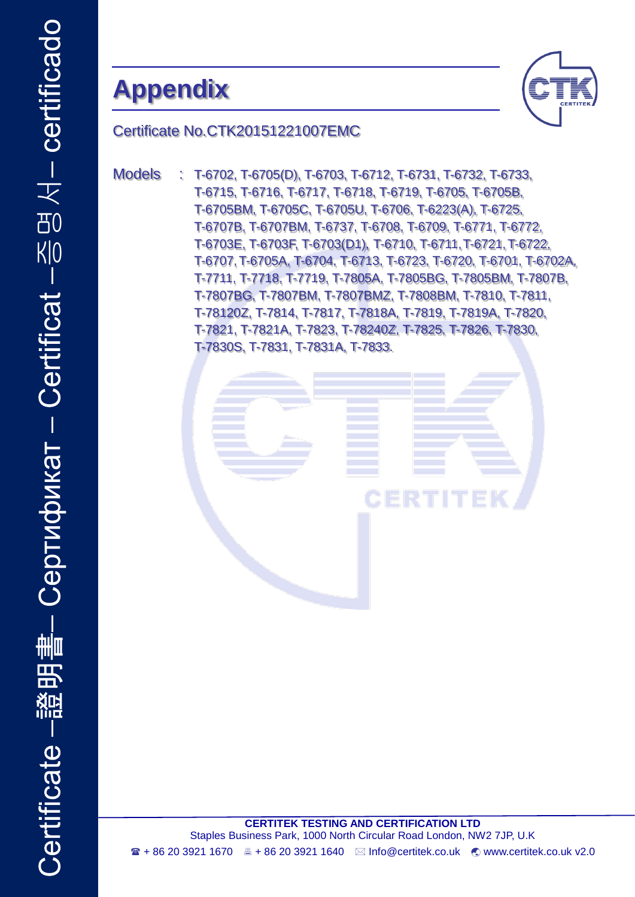# Appendix

Certificate No.CTK20151221007EMC

Models : T-6702, T-6705(D), T-6703, T-6712, T-6731, T-6732, T-6733, T-6715, T-6716, T-6717, T-6718, T-6719, T-6705, T-6705B, T-6705BM, T-6705C, T-6705U, T-6706, T-6223(A), T-6725, T-6707B, T-6707BM, T-6737, T-6708, T-6709, T-6771, T-6772, T-6703E, T-6703F, T-6703(D1), T-6710, T-6711, T-6721, T-6722, T-6707, T-6705A, T-6704, T-6713, T-6723, T-6720, T-6701, T-6702A, T-7711, T-7718, T-7719, T-7805A, T-7805BG, T-7805BM, T-7807B, T-7807BG, T-7807BM, T-7807BMZ, T-7808BM, T-7810, T-7811, T-78120Z, T-7814, T-7817, T-7818A, T-7819, T-7819A, T-7820, T-7821, T-7821A, T-7823, T-78240Z, T-7825, T-7826, T-7830, T-7830S, T-7831, T-7831A, T-7833.

**CERTITEK TESTING AND CERTIFICATION LTD**
Staples Business Park, 1000 North Circular Road London, NW2 7JP, U.K
☎ + 86 20 3921 1670 🖷 + 86 20 3921 1640 ✉ Info@certitek.co.uk www.certitek.co.uk v2.0